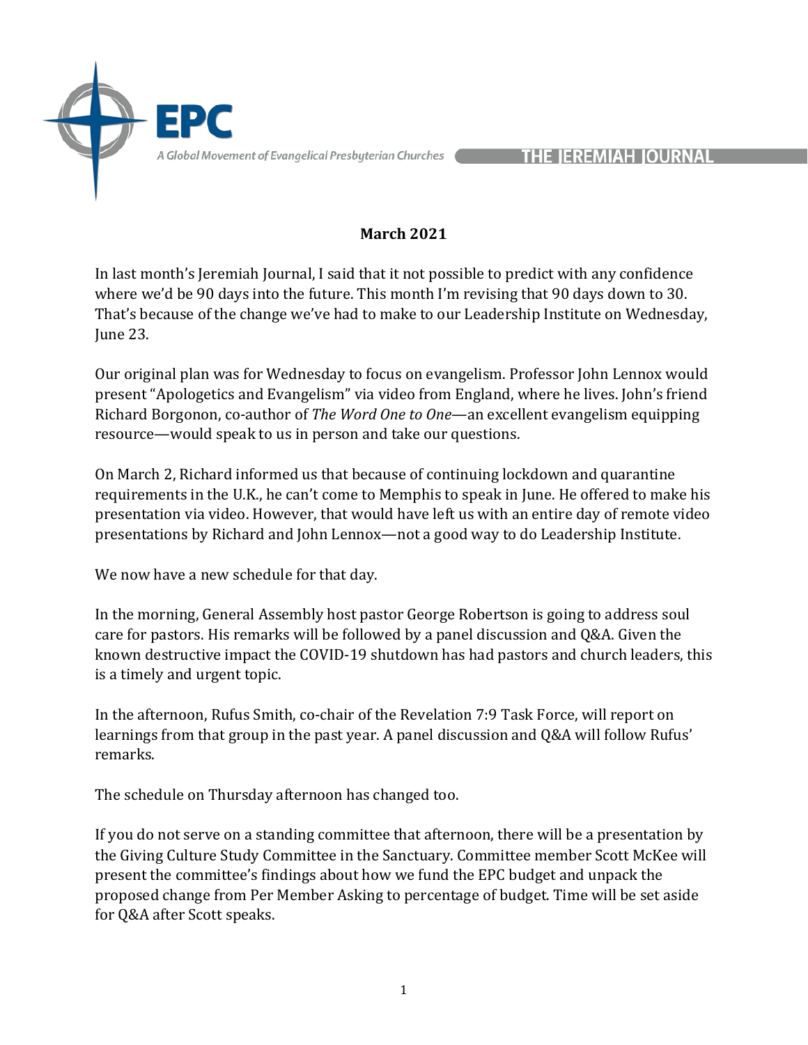EPC

A Global Movement of Evangelical Presbyterian Churches

THE JEREMIAH JOURNAL

**March 2021**

In last month's Jeremiah Journal, I said that it not possible to predict with any confidence where we'd be 90 days into the future. This month I'm revising that 90 days down to 30. That's because of the change we've had to make to our Leadership Institute on Wednesday, June 23.

Our original plan was for Wednesday to focus on evangelism. Professor John Lennox would present "Apologetics and Evangelism" via video from England, where he lives. John's friend Richard Borgonon, co-author of *The Word One to One*—an excellent evangelism equipping resource—would speak to us in person and take our questions.

On March 2, Richard informed us that because of continuing lockdown and quarantine requirements in the U.K., he can't come to Memphis to speak in June. He offered to make his presentation via video. However, that would have left us with an entire day of remote video presentations by Richard and John Lennox—not a good way to do Leadership Institute.

We now have a new schedule for that day.

In the morning, General Assembly host pastor George Robertson is going to address soul care for pastors. His remarks will be followed by a panel discussion and Q&A. Given the known destructive impact the COVID-19 shutdown has had pastors and church leaders, this is a timely and urgent topic.

In the afternoon, Rufus Smith, co-chair of the Revelation 7:9 Task Force, will report on learnings from that group in the past year. A panel discussion and Q&A will follow Rufus' remarks.

The schedule on Thursday afternoon has changed too.

If you do not serve on a standing committee that afternoon, there will be a presentation by the Giving Culture Study Committee in the Sanctuary. Committee member Scott McKee will present the committee's findings about how we fund the EPC budget and unpack the proposed change from Per Member Asking to percentage of budget. Time will be set aside for Q&A after Scott speaks.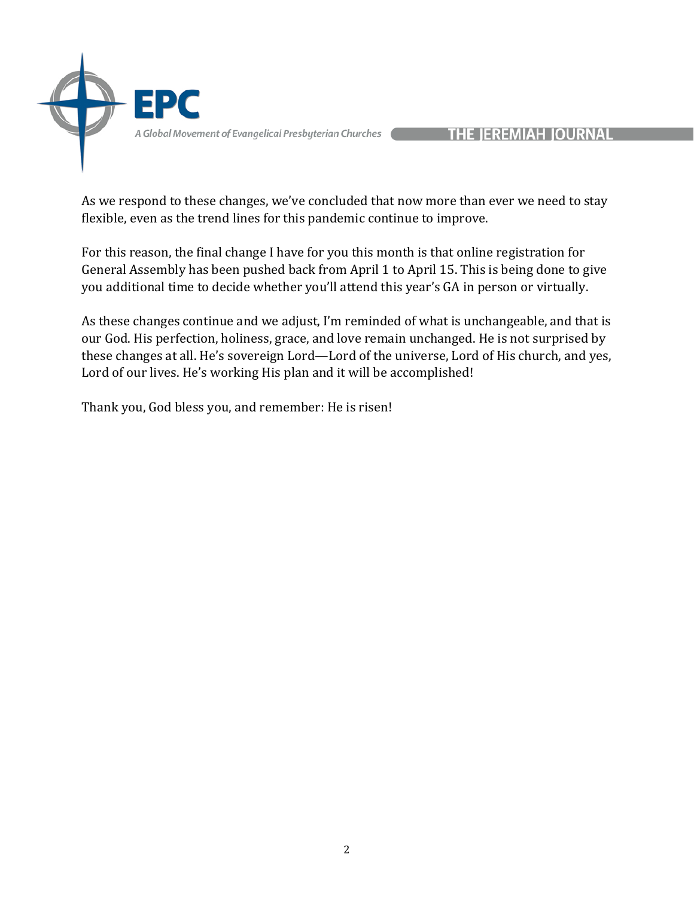As we respond to these changes, we've concluded that now more than ever we need to stay flexible, even as the trend lines for this pandemic continue to improve.

For this reason, the final change I have for you this month is that online registration for General Assembly has been pushed back from April 1 to April 15. This is being done to give you additional time to decide whether you'll attend this year's GA in person or virtually.

As these changes continue and we adjust, I'm reminded of what is unchangeable, and that is our God. His perfection, holiness, grace, and love remain unchanged. He is not surprised by these changes at all. He's sovereign Lord—Lord of the universe, Lord of His church, and yes, Lord of our lives. He's working His plan and it will be accomplished!

Thank you, God bless you, and remember: He is risen!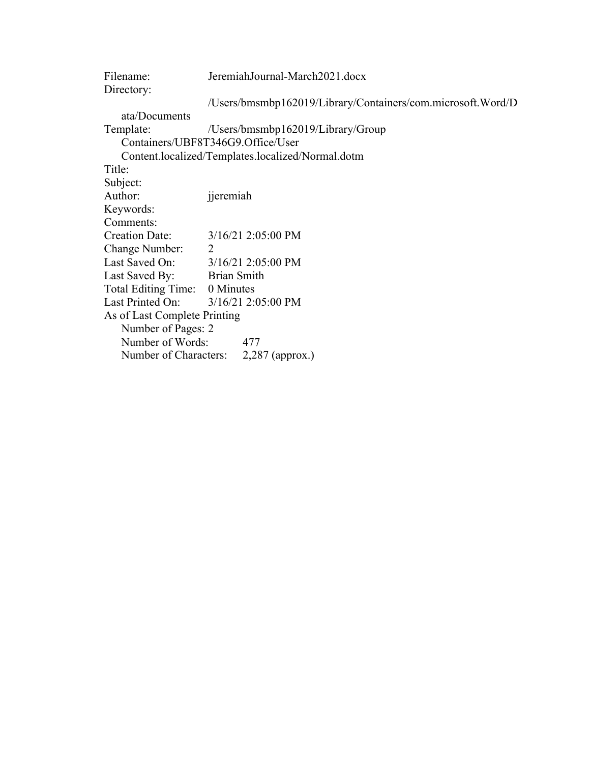Filename: JeremiahJournal-March2021.docx
Directory: /Users/bmsmbp162019/Library/Containers/com.microsoft.Word/Data/Documents
Template: /Users/bmsmbp162019/Library/Group Containers/UBF8T346G9.Office/User Content.localized/Templates.localized/Normal.dotm
Title:
Subject:
Author: jjeremiah
Keywords:
Comments:
Creation Date: 3/16/21 2:05:00 PM
Change Number: 2
Last Saved On: 3/16/21 2:05:00 PM
Last Saved By: Brian Smith
Total Editing Time: 0 Minutes
Last Printed On: 3/16/21 2:05:00 PM
As of Last Complete Printing
Number of Pages: 2
Number of Words: 477
Number of Characters: 2,287 (approx.)